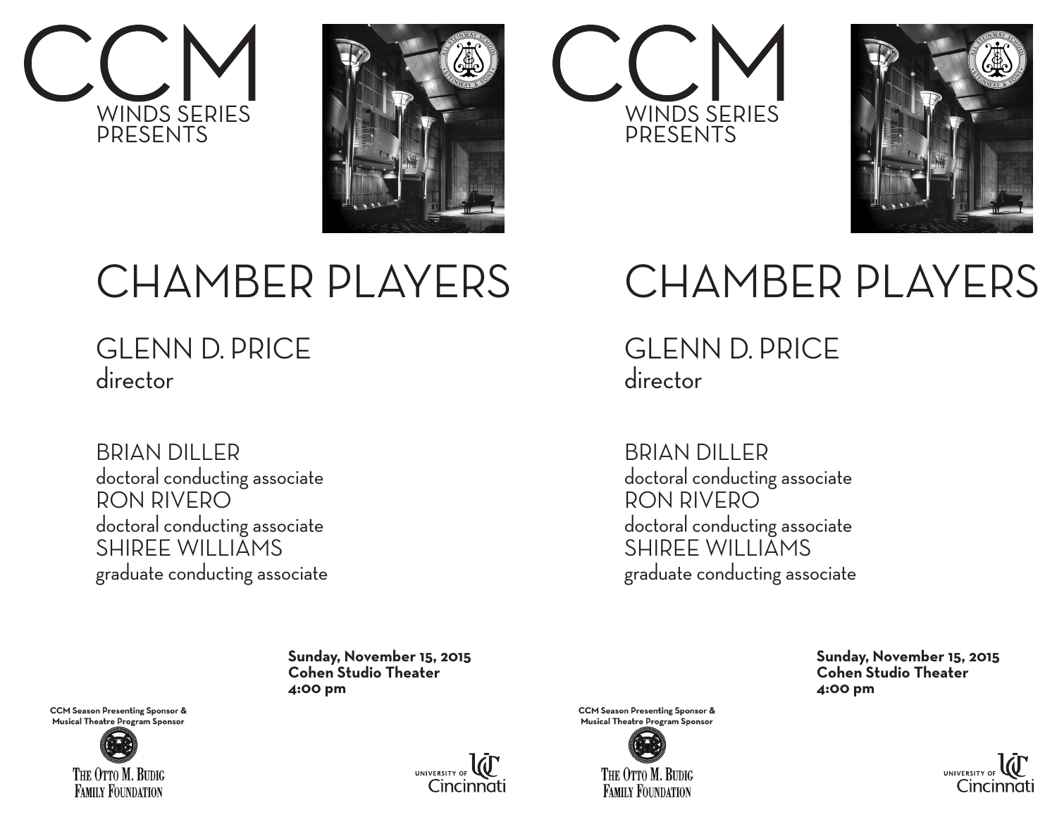# CCM

WINDS SERIES
PRESENTS

# CHAMBER PLAYERS

## GLENN D. PRICE
director

BRIAN DILLER
doctoral conducting associate
RON RIVERO
doctoral conducting associate
SHIREE WILLIAMS
graduate conducting associate

**Sunday, November 15, 2015**
**Cohen Studio Theater**
**4:00 pm**

**CCM Season Presenting Sponsor & Musical Theatre Program Sponsor**

THE OTTO M. BUDIG FAMILY FOUNDATION

UNIVERSITY OF Cincinnati

# CCM

WINDS SERIES
PRESENTS

# CHAMBER PLAYERS

## GLENN D. PRICE
director

BRIAN DILLER
doctoral conducting associate
RON RIVERO
doctoral conducting associate
SHIREE WILLIAMS
graduate conducting associate

**Sunday, November 15, 2015**
**Cohen Studio Theater**
**4:00 pm**

**CCM Season Presenting Sponsor & Musical Theatre Program Sponsor**

THE OTTO M. BUDIG FAMILY FOUNDATION

UNIVERSITY OF Cincinnati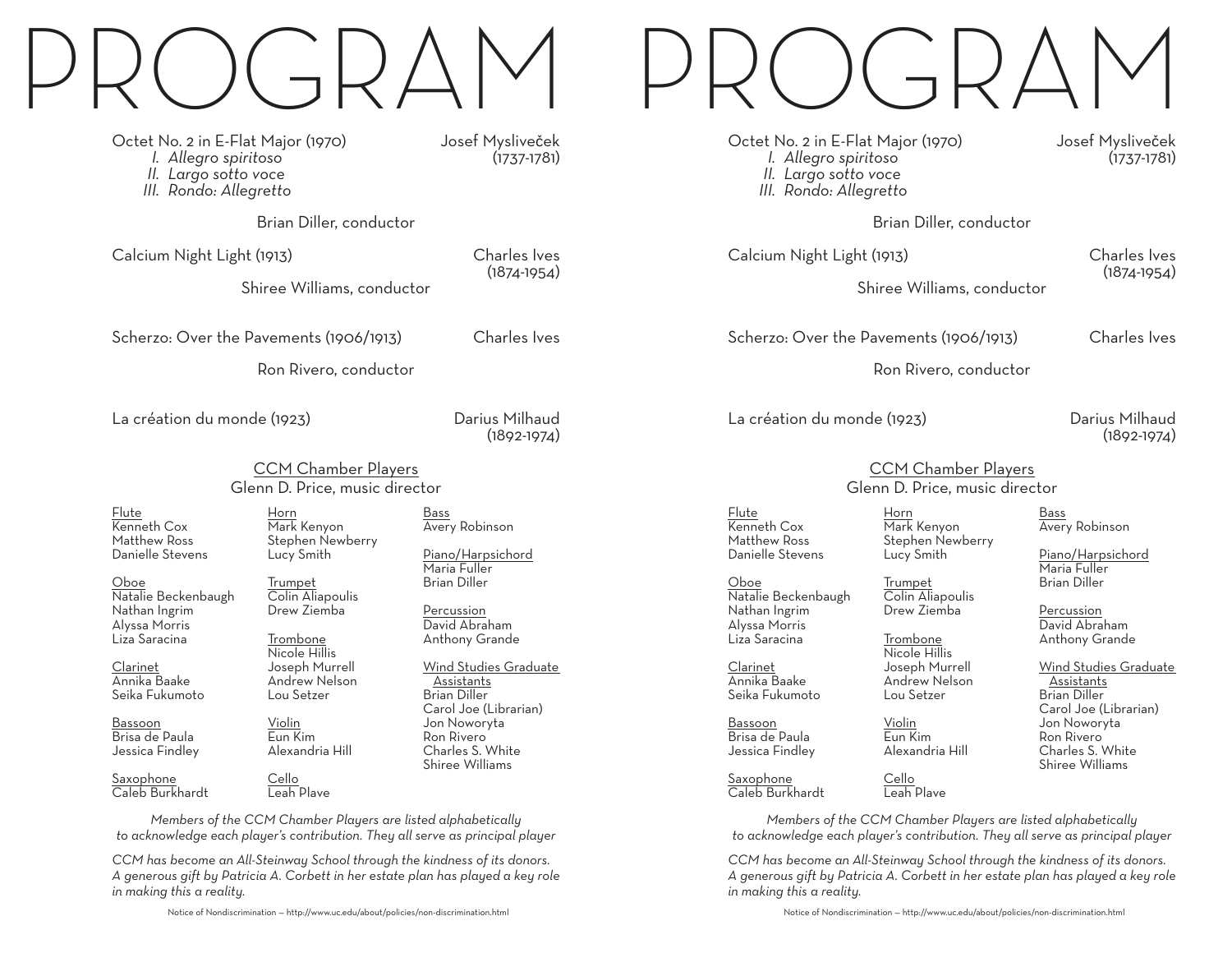# PROGRAM

Octet No. 2 in E-Flat Major (1970) — Josef Mysliveček (1737-1781)

*I. Allegro spiritoso*
*II. Largo sotto voce*
*III. Rondo: Allegretto*

Brian Diller, conductor

Calcium Night Light (1913) — Charles Ives (1874-1954)

Shiree Williams, conductor

Scherzo: Over the Pavements (1906/1913) — Charles Ives

Ron Rivero, conductor

La création du monde (1923) — Darius Milhaud (1892-1974)

## CCM Chamber Players

Glenn D. Price, music director

**Flute**
Kenneth Cox
Matthew Ross
Danielle Stevens

**Oboe**
Natalie Beckenbaugh
Nathan Ingrim
Alyssa Morris
Liza Saracina

**Clarinet**
Annika Baake
Seika Fukumoto

**Bassoon**
Brisa de Paula
Jessica Findley

**Saxophone**
Caleb Burkhardt

**Horn**
Mark Kenyon
Stephen Newberry
Lucy Smith

**Trumpet**
Colin Aliapoulis
Drew Ziemba

**Trombone**
Nicole Hillis
Joseph Murrell
Andrew Nelson
Lou Setzer

**Violin**
Eun Kim
Alexandria Hill

**Cello**
Leah Plave

**Bass**
Avery Robinson

**Piano/Harpsichord**
Maria Fuller
Brian Diller

**Percussion**
David Abraham
Anthony Grande

**Wind Studies Graduate Assistants**
Brian Diller
Carol Joe (Librarian)
Jon Noworyta
Ron Rivero
Charles S. White
Shiree Williams

*Members of the CCM Chamber Players are listed alphabetically to acknowledge each player's contribution. They all serve as principal player*

*CCM has become an All-Steinway School through the kindness of its donors. A generous gift by Patricia A. Corbett in her estate plan has played a key role in making this a reality.*

Notice of Nondiscrimination — http://www.uc.edu/about/policies/non-discrimination.html

# PROGRAM

Octet No. 2 in E-Flat Major (1970) — Josef Mysliveček (1737-1781)

*I. Allegro spiritoso*
*II. Largo sotto voce*
*III. Rondo: Allegretto*

Brian Diller, conductor

Calcium Night Light (1913) — Charles Ives (1874-1954)

Shiree Williams, conductor

Scherzo: Over the Pavements (1906/1913) — Charles Ives

Ron Rivero, conductor

La création du monde (1923) — Darius Milhaud (1892-1974)

## CCM Chamber Players

Glenn D. Price, music director

**Flute**
Kenneth Cox
Matthew Ross
Danielle Stevens

**Oboe**
Natalie Beckenbaugh
Nathan Ingrim
Alyssa Morris
Liza Saracina

**Clarinet**
Annika Baake
Seika Fukumoto

**Bassoon**
Brisa de Paula
Jessica Findley

**Saxophone**
Caleb Burkhardt

**Horn**
Mark Kenyon
Stephen Newberry
Lucy Smith

**Trumpet**
Colin Aliapoulis
Drew Ziemba

**Trombone**
Nicole Hillis
Joseph Murrell
Andrew Nelson
Lou Setzer

**Violin**
Eun Kim
Alexandria Hill

**Cello**
Leah Plave

**Bass**
Avery Robinson

**Piano/Harpsichord**
Maria Fuller
Brian Diller

**Percussion**
David Abraham
Anthony Grande

**Wind Studies Graduate Assistants**
Brian Diller
Carol Joe (Librarian)
Jon Noworyta
Ron Rivero
Charles S. White
Shiree Williams

*Members of the CCM Chamber Players are listed alphabetically to acknowledge each player's contribution. They all serve as principal player*

*CCM has become an All-Steinway School through the kindness of its donors. A generous gift by Patricia A. Corbett in her estate plan has played a key role in making this a reality.*

Notice of Nondiscrimination — http://www.uc.edu/about/policies/non-discrimination.html